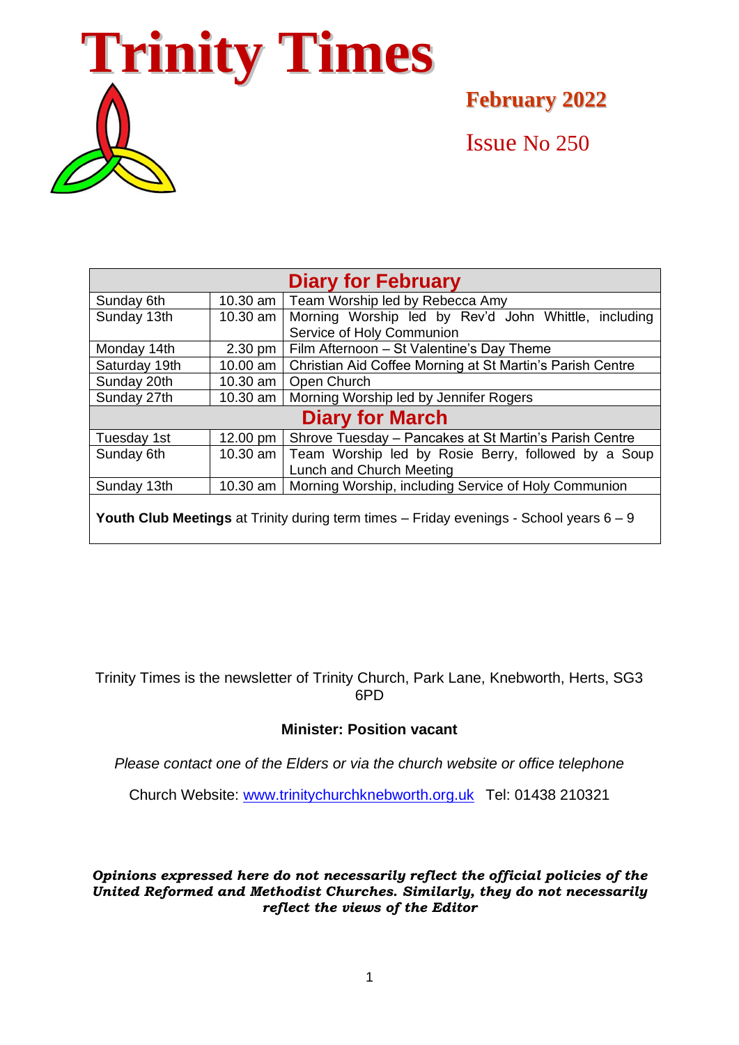# Trinity Times

**February 2022**

Issue No 250

| Diary for February | | |
|---|---|---|
| Sunday 6th | 10.30 am | Team Worship led by Rebecca Amy |
| Sunday 13th | 10.30 am | Morning Worship led by Rev'd John Whittle, including Service of Holy Communion |
| Monday 14th | 2.30 pm | Film Afternoon – St Valentine's Day Theme |
| Saturday 19th | 10.00 am | Christian Aid Coffee Morning at St Martin's Parish Centre |
| Sunday 20th | 10.30 am | Open Church |
| Sunday 27th | 10.30 am | Morning Worship led by Jennifer Rogers |
| **Diary for March** | | |
| Tuesday 1st | 12.00 pm | Shrove Tuesday – Pancakes at St Martin's Parish Centre |
| Sunday 6th | 10.30 am | Team Worship led by Rosie Berry, followed by a Soup Lunch and Church Meeting |
| Sunday 13th | 10.30 am | Morning Worship, including Service of Holy Communion |
| **Youth Club Meetings** at Trinity during term times – Friday evenings - School years 6 – 9 | | |

Trinity Times is the newsletter of Trinity Church, Park Lane, Knebworth, Herts, SG3 6PD

**Minister: Position vacant**

*Please contact one of the Elders or via the church website or office telephone*

Church Website: www.trinitychurchknebworth.org.uk Tel: 01438 210321

***Opinions expressed here do not necessarily reflect the official policies of the United Reformed and Methodist Churches. Similarly, they do not necessarily reflect the views of the Editor***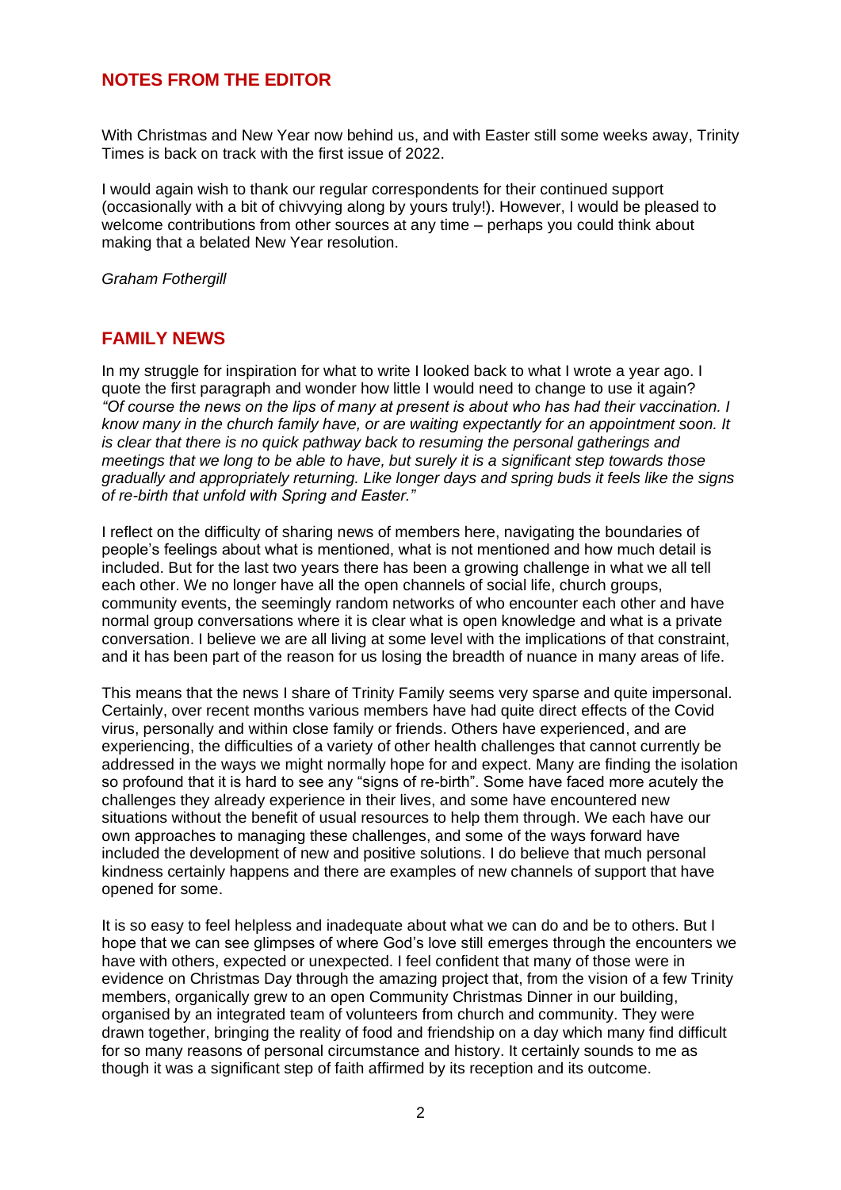## NOTES FROM THE EDITOR

With Christmas and New Year now behind us, and with Easter still some weeks away, Trinity Times is back on track with the first issue of 2022.

I would again wish to thank our regular correspondents for their continued support (occasionally with a bit of chivvying along by yours truly!). However, I would be pleased to welcome contributions from other sources at any time – perhaps you could think about making that a belated New Year resolution.

*Graham Fothergill*

## FAMILY NEWS

In my struggle for inspiration for what to write I looked back to what I wrote a year ago. I quote the first paragraph and wonder how little I would need to change to use it again? *"Of course the news on the lips of many at present is about who has had their vaccination. I know many in the church family have, or are waiting expectantly for an appointment soon. It is clear that there is no quick pathway back to resuming the personal gatherings and meetings that we long to be able to have, but surely it is a significant step towards those gradually and appropriately returning. Like longer days and spring buds it feels like the signs of re-birth that unfold with Spring and Easter."*

I reflect on the difficulty of sharing news of members here, navigating the boundaries of people's feelings about what is mentioned, what is not mentioned and how much detail is included. But for the last two years there has been a growing challenge in what we all tell each other. We no longer have all the open channels of social life, church groups, community events, the seemingly random networks of who encounter each other and have normal group conversations where it is clear what is open knowledge and what is a private conversation. I believe we are all living at some level with the implications of that constraint, and it has been part of the reason for us losing the breadth of nuance in many areas of life.

This means that the news I share of Trinity Family seems very sparse and quite impersonal. Certainly, over recent months various members have had quite direct effects of the Covid virus, personally and within close family or friends. Others have experienced, and are experiencing, the difficulties of a variety of other health challenges that cannot currently be addressed in the ways we might normally hope for and expect. Many are finding the isolation so profound that it is hard to see any "signs of re-birth". Some have faced more acutely the challenges they already experience in their lives, and some have encountered new situations without the benefit of usual resources to help them through. We each have our own approaches to managing these challenges, and some of the ways forward have included the development of new and positive solutions. I do believe that much personal kindness certainly happens and there are examples of new channels of support that have opened for some.

It is so easy to feel helpless and inadequate about what we can do and be to others. But I hope that we can see glimpses of where God's love still emerges through the encounters we have with others, expected or unexpected. I feel confident that many of those were in evidence on Christmas Day through the amazing project that, from the vision of a few Trinity members, organically grew to an open Community Christmas Dinner in our building, organised by an integrated team of volunteers from church and community. They were drawn together, bringing the reality of food and friendship on a day which many find difficult for so many reasons of personal circumstance and history. It certainly sounds to me as though it was a significant step of faith affirmed by its reception and its outcome.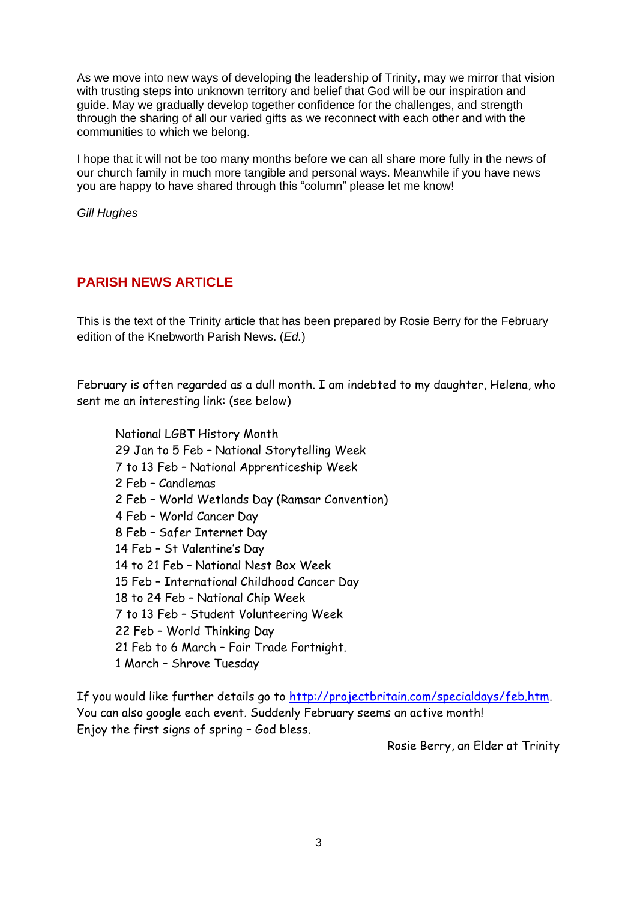As we move into new ways of developing the leadership of Trinity, may we mirror that vision with trusting steps into unknown territory and belief that God will be our inspiration and guide. May we gradually develop together confidence for the challenges, and strength through the sharing of all our varied gifts as we reconnect with each other and with the communities to which we belong.

I hope that it will not be too many months before we can all share more fully in the news of our church family in much more tangible and personal ways. Meanwhile if you have news you are happy to have shared through this "column" please let me know!

*Gill Hughes*

## PARISH NEWS ARTICLE

This is the text of the Trinity article that has been prepared by Rosie Berry for the February edition of the Knebworth Parish News. (*Ed.*)

February is often regarded as a dull month. I am indebted to my daughter, Helena, who sent me an interesting link: (see below)

National LGBT History Month
29 Jan to 5 Feb – National Storytelling Week
7 to 13 Feb – National Apprenticeship Week
2 Feb – Candlemas
2 Feb – World Wetlands Day (Ramsar Convention)
4 Feb – World Cancer Day
8 Feb – Safer Internet Day
14 Feb – St Valentine's Day
14 to 21 Feb – National Nest Box Week
15 Feb – International Childhood Cancer Day
18 to 24 Feb – National Chip Week
7 to 13 Feb – Student Volunteering Week
22 Feb – World Thinking Day
21 Feb to 6 March – Fair Trade Fortnight.
1 March – Shrove Tuesday

If you would like further details go to [http://projectbritain.com/specialdays/feb.htm](http://projectbritain.com/specialdays/feb.htm).
You can also google each event. Suddenly February seems an active month!
Enjoy the first signs of spring – God bless.

Rosie Berry, an Elder at Trinity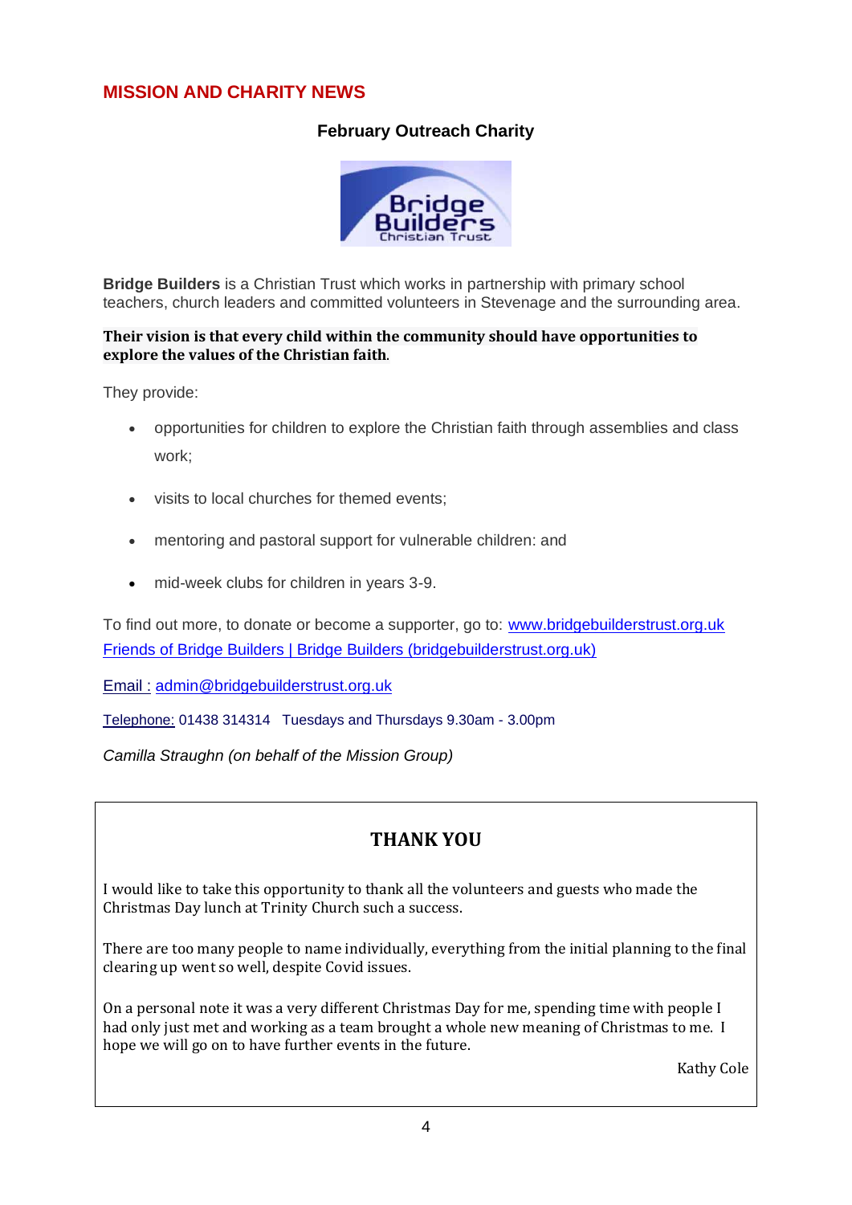## MISSION AND CHARITY NEWS

### February Outreach Charity

**Bridge Builders** is a Christian Trust which works in partnership with primary school teachers, church leaders and committed volunteers in Stevenage and the surrounding area.

**Their vision is that every child within the community should have opportunities to explore the values of the Christian faith**.

They provide:

- opportunities for children to explore the Christian faith through assemblies and class work;
- visits to local churches for themed events;
- mentoring and pastoral support for vulnerable children: and
- mid-week clubs for children in years 3-9.

To find out more, to donate or become a supporter, go to: www.bridgebuilderstrust.org.uk
Friends of Bridge Builders | Bridge Builders (bridgebuilderstrust.org.uk)

Email : admin@bridgebuilderstrust.org.uk

Telephone: 01438 314314 Tuesdays and Thursdays 9.30am - 3.00pm

*Camilla Straughn (on behalf of the Mission Group)*

### THANK YOU

I would like to take this opportunity to thank all the volunteers and guests who made the Christmas Day lunch at Trinity Church such a success.

There are too many people to name individually, everything from the initial planning to the final clearing up went so well, despite Covid issues.

On a personal note it was a very different Christmas Day for me, spending time with people I had only just met and working as a team brought a whole new meaning of Christmas to me. I hope we will go on to have further events in the future.

Kathy Cole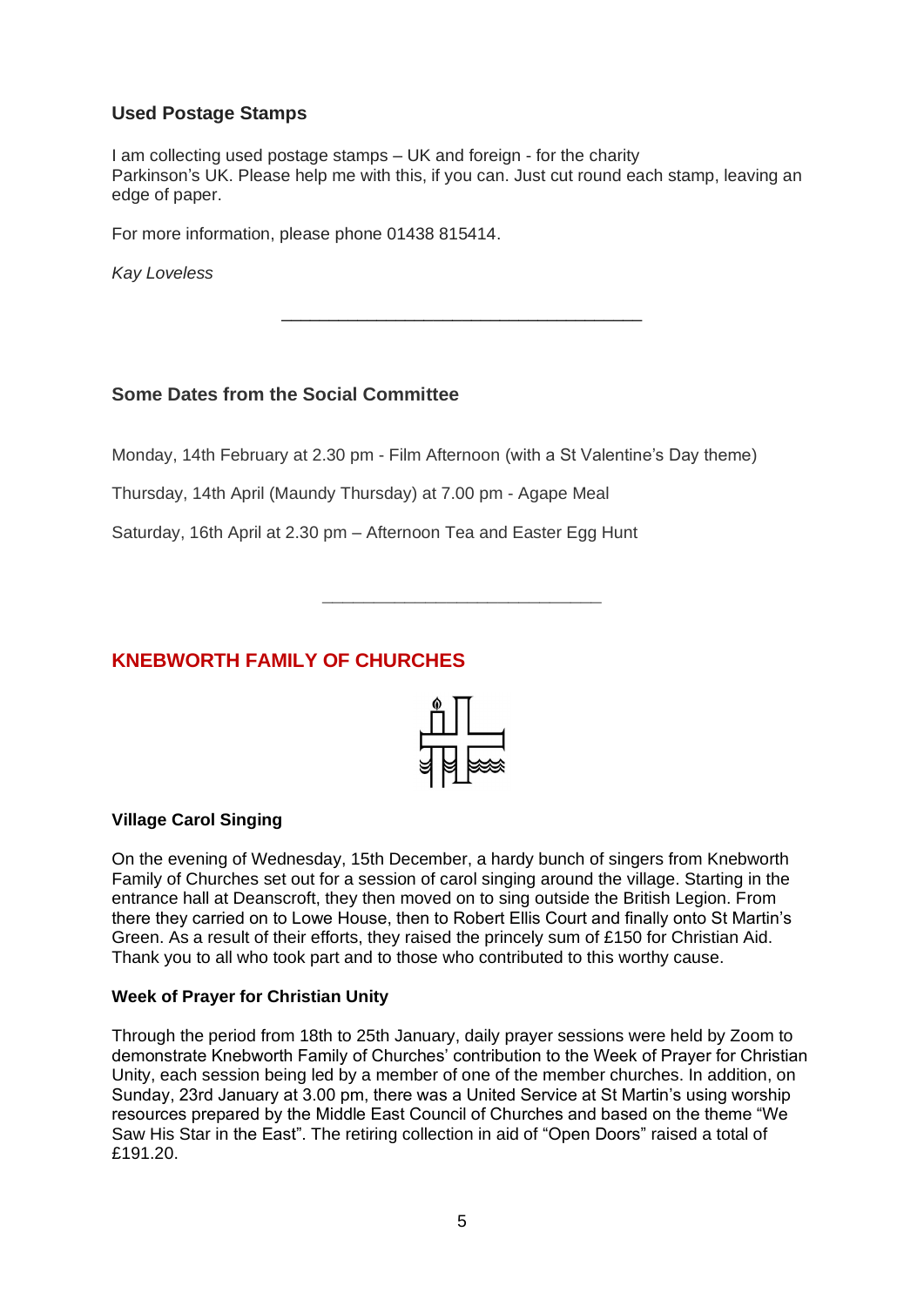### Used Postage Stamps

I am collecting used postage stamps – UK and foreign - for the charity Parkinson's UK. Please help me with this, if you can. Just cut round each stamp, leaving an edge of paper.

For more information, please phone 01438 815414.

*Kay Loveless*

---

### Some Dates from the Social Committee

Monday, 14th February at 2.30 pm - Film Afternoon (with a St Valentine's Day theme)

Thursday, 14th April (Maundy Thursday) at 7.00 pm - Agape Meal

Saturday, 16th April at 2.30 pm – Afternoon Tea and Easter Egg Hunt

---

## KNEBWORTH FAMILY OF CHURCHES

### Village Carol Singing

On the evening of Wednesday, 15th December, a hardy bunch of singers from Knebworth Family of Churches set out for a session of carol singing around the village. Starting in the entrance hall at Deanscroft, they then moved on to sing outside the British Legion. From there they carried on to Lowe House, then to Robert Ellis Court and finally onto St Martin's Green. As a result of their efforts, they raised the princely sum of £150 for Christian Aid. Thank you to all who took part and to those who contributed to this worthy cause.

### Week of Prayer for Christian Unity

Through the period from 18th to 25th January, daily prayer sessions were held by Zoom to demonstrate Knebworth Family of Churches' contribution to the Week of Prayer for Christian Unity, each session being led by a member of one of the member churches. In addition, on Sunday, 23rd January at 3.00 pm, there was a United Service at St Martin's using worship resources prepared by the Middle East Council of Churches and based on the theme "We Saw His Star in the East". The retiring collection in aid of "Open Doors" raised a total of £191.20.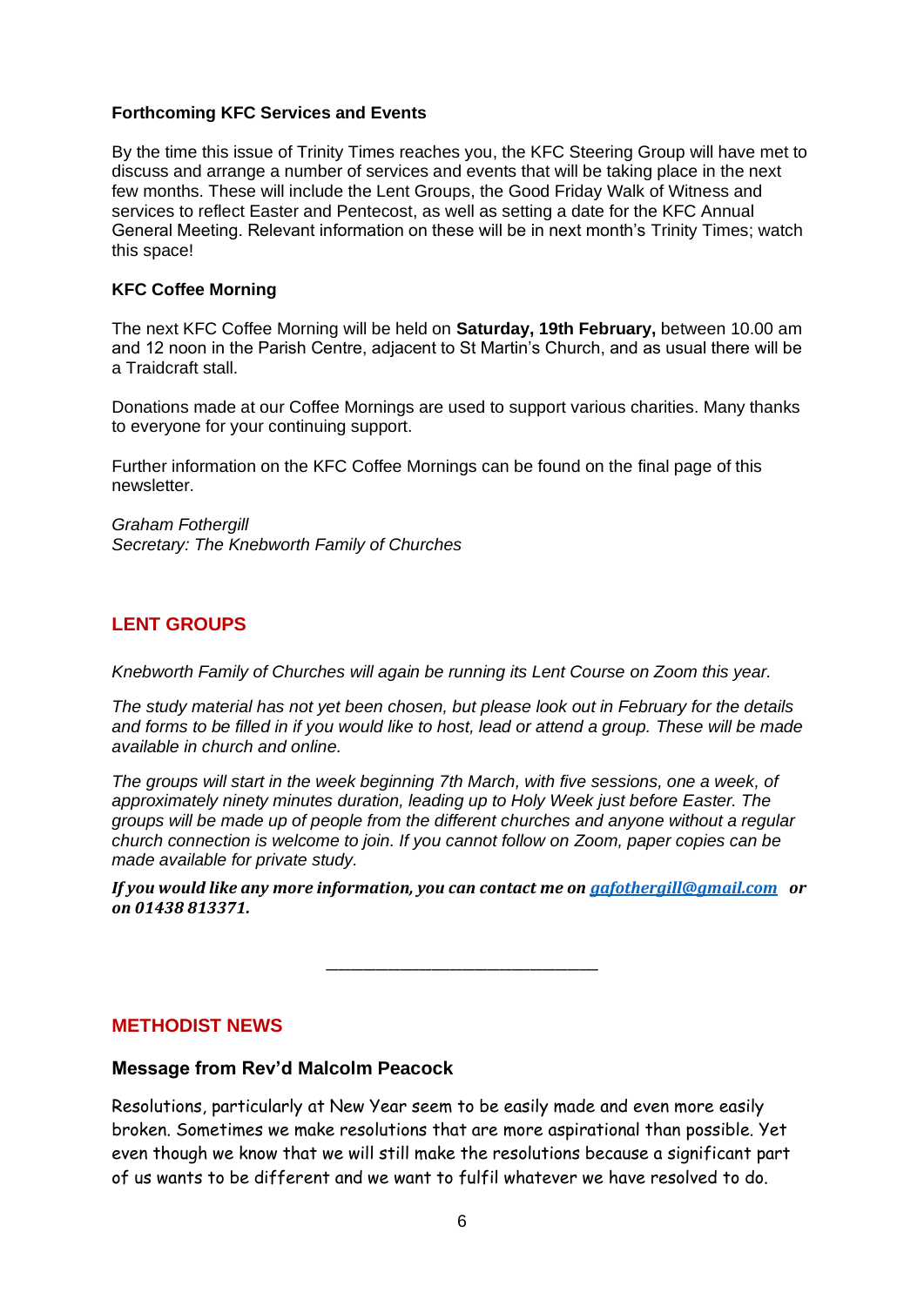### Forthcoming KFC Services and Events

By the time this issue of Trinity Times reaches you, the KFC Steering Group will have met to discuss and arrange a number of services and events that will be taking place in the next few months. These will include the Lent Groups, the Good Friday Walk of Witness and services to reflect Easter and Pentecost, as well as setting a date for the KFC Annual General Meeting. Relevant information on these will be in next month's Trinity Times; watch this space!

### KFC Coffee Morning

The next KFC Coffee Morning will be held on **Saturday, 19th February,** between 10.00 am and 12 noon in the Parish Centre, adjacent to St Martin's Church, and as usual there will be a Traidcraft stall.

Donations made at our Coffee Mornings are used to support various charities. Many thanks to everyone for your continuing support.

Further information on the KFC Coffee Mornings can be found on the final page of this newsletter.

*Graham Fothergill*
*Secretary: The Knebworth Family of Churches*

## LENT GROUPS

*Knebworth Family of Churches will again be running its Lent Course on Zoom this year.*

*The study material has not yet been chosen, but please look out in February for the details and forms to be filled in if you would like to host, lead or attend a group. These will be made available in church and online.*

*The groups will start in the week beginning 7th March, with five sessions, one a week, of approximately ninety minutes duration, leading up to Holy Week just before Easter. The groups will be made up of people from the different churches and anyone without a regular church connection is welcome to join. If you cannot follow on Zoom, paper copies can be made available for private study.*

***If you would like any more information, you can contact me on [gafothergill@gmail.com](mailto:gafothergill@gmail.com) or on 01438 813371.***

---

## METHODIST NEWS

### Message from Rev'd Malcolm Peacock

Resolutions, particularly at New Year seem to be easily made and even more easily broken. Sometimes we make resolutions that are more aspirational than possible. Yet even though we know that we will still make the resolutions because a significant part of us wants to be different and we want to fulfil whatever we have resolved to do.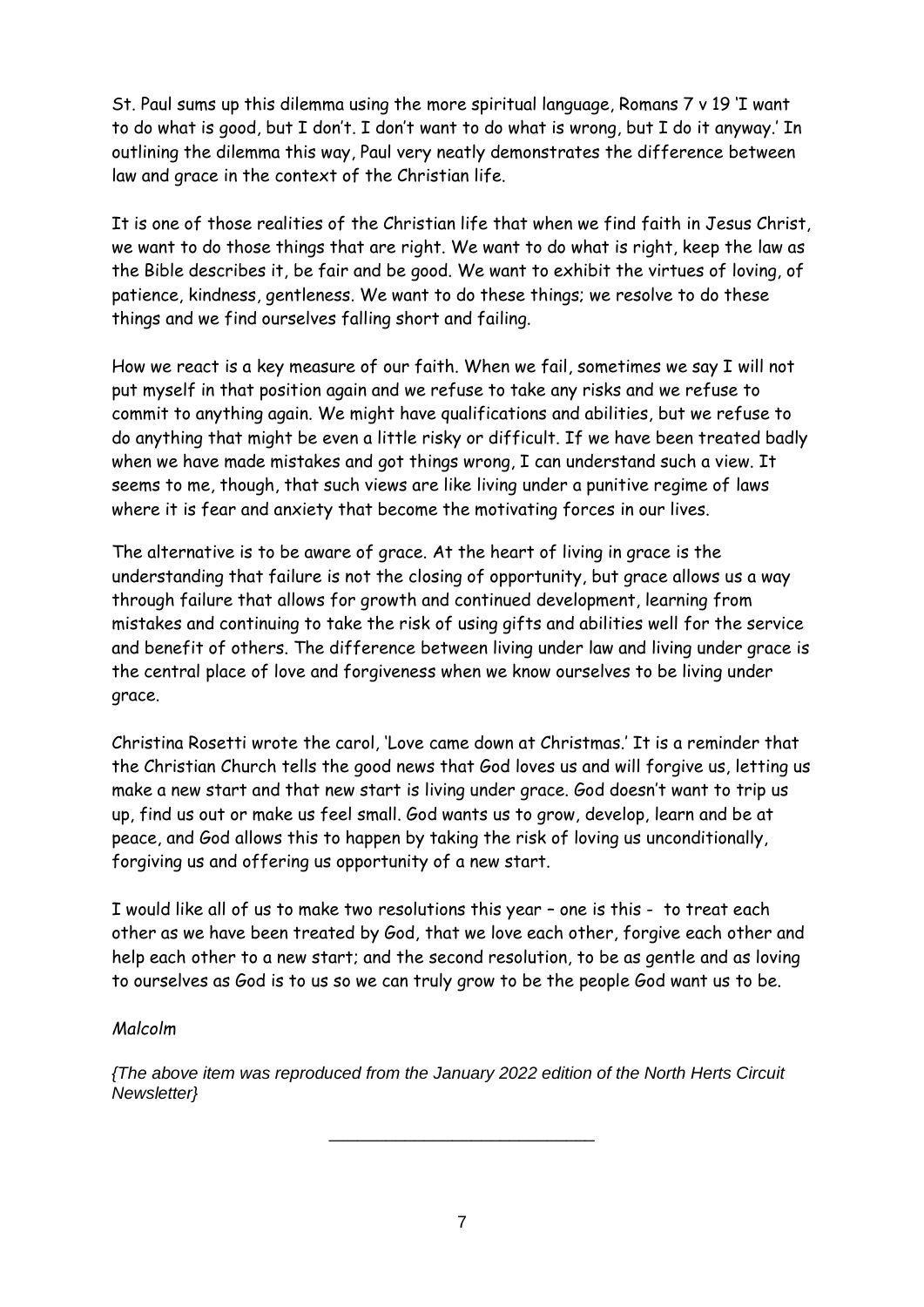St. Paul sums up this dilemma using the more spiritual language, Romans 7 v 19 'I want to do what is good, but I don't. I don't want to do what is wrong, but I do it anyway.' In outlining the dilemma this way, Paul very neatly demonstrates the difference between law and grace in the context of the Christian life.

It is one of those realities of the Christian life that when we find faith in Jesus Christ, we want to do those things that are right. We want to do what is right, keep the law as the Bible describes it, be fair and be good. We want to exhibit the virtues of loving, of patience, kindness, gentleness. We want to do these things; we resolve to do these things and we find ourselves falling short and failing.

How we react is a key measure of our faith. When we fail, sometimes we say I will not put myself in that position again and we refuse to take any risks and we refuse to commit to anything again. We might have qualifications and abilities, but we refuse to do anything that might be even a little risky or difficult. If we have been treated badly when we have made mistakes and got things wrong, I can understand such a view. It seems to me, though, that such views are like living under a punitive regime of laws where it is fear and anxiety that become the motivating forces in our lives.

The alternative is to be aware of grace. At the heart of living in grace is the understanding that failure is not the closing of opportunity, but grace allows us a way through failure that allows for growth and continued development, learning from mistakes and continuing to take the risk of using gifts and abilities well for the service and benefit of others. The difference between living under law and living under grace is the central place of love and forgiveness when we know ourselves to be living under grace.

Christina Rosetti wrote the carol, 'Love came down at Christmas.' It is a reminder that the Christian Church tells the good news that God loves us and will forgive us, letting us make a new start and that new start is living under grace. God doesn't want to trip us up, find us out or make us feel small. God wants us to grow, develop, learn and be at peace, and God allows this to happen by taking the risk of loving us unconditionally, forgiving us and offering us opportunity of a new start.

I would like all of us to make two resolutions this year – one is this - to treat each other as we have been treated by God, that we love each other, forgive each other and help each other to a new start; and the second resolution, to be as gentle and as loving to ourselves as God is to us so we can truly grow to be the people God want us to be.

*Malcolm*

*{The above item was reproduced from the January 2022 edition of the North Herts Circuit Newsletter}*

---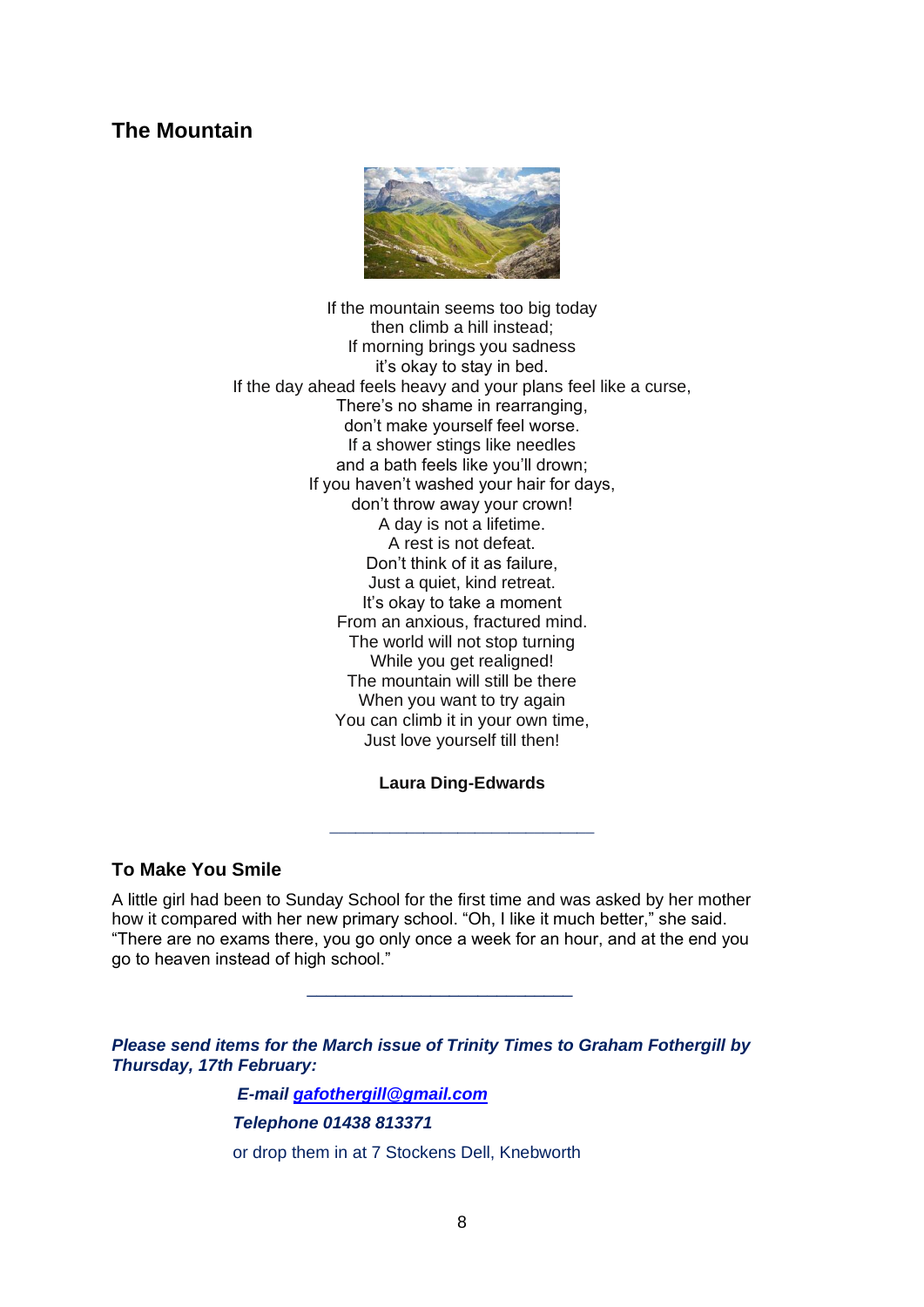## The Mountain

If the mountain seems too big today
then climb a hill instead;
If morning brings you sadness
it's okay to stay in bed.
If the day ahead feels heavy and your plans feel like a curse,
There's no shame in rearranging,
don't make yourself feel worse.
If a shower stings like needles
and a bath feels like you'll drown;
If you haven't washed your hair for days,
don't throw away your crown!
A day is not a lifetime.
A rest is not defeat.
Don't think of it as failure,
Just a quiet, kind retreat.
It's okay to take a moment
From an anxious, fractured mind.
The world will not stop turning
While you get realigned!
The mountain will still be there
When you want to try again
You can climb it in your own time,
Just love yourself till then!

**Laura Ding-Edwards**

---

## To Make You Smile

A little girl had been to Sunday School for the first time and was asked by her mother how it compared with her new primary school. "Oh, I like it much better," she said. "There are no exams there, you go only once a week for an hour, and at the end you go to heaven instead of high school."

---

***Please send items for the March issue of Trinity Times to Graham Fothergill by Thursday, 17th February:***

***E-mail gafothergill@gmail.com***

***Telephone 01438 813371***

or drop them in at 7 Stockens Dell, Knebworth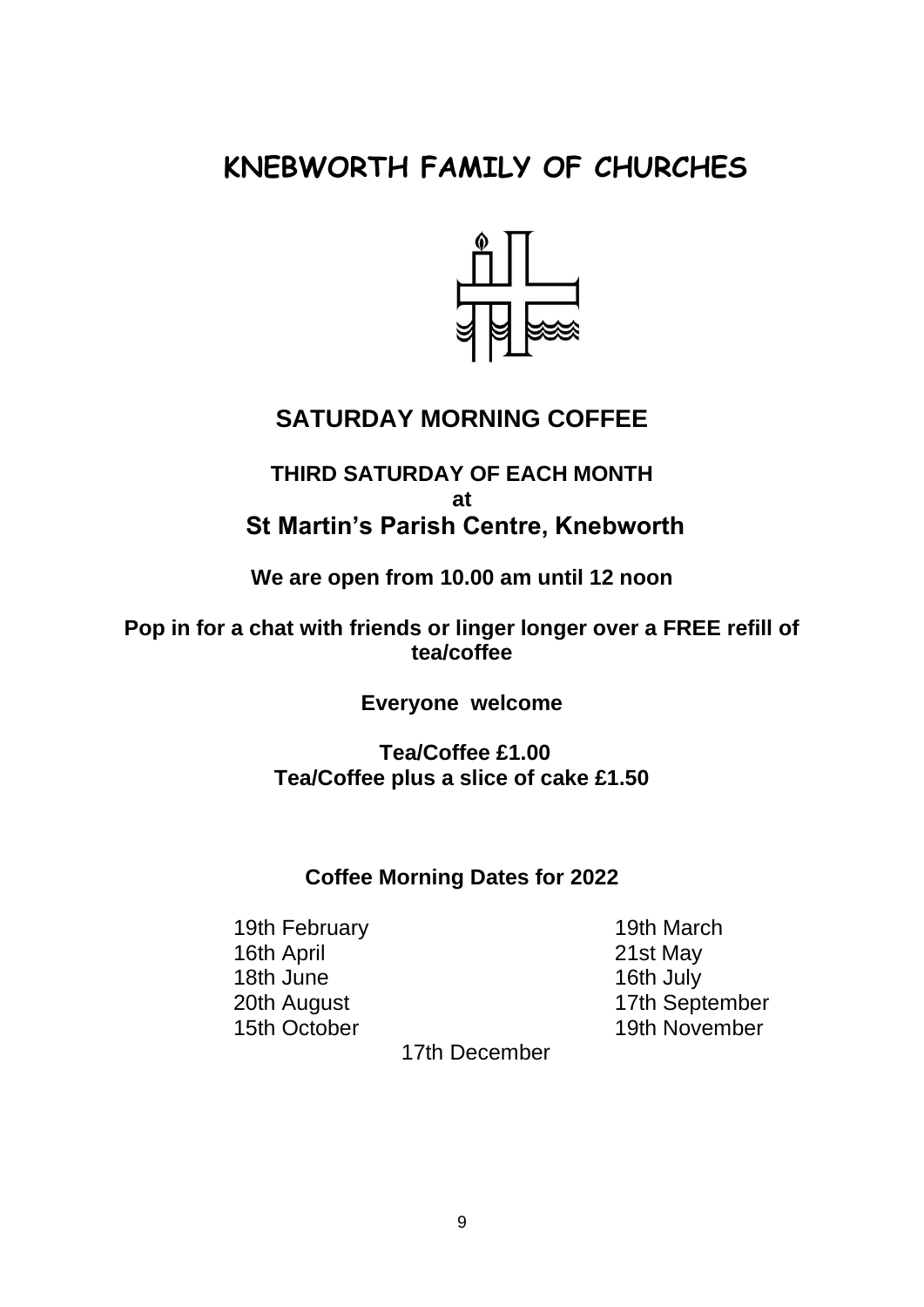# KNEBWORTH FAMILY OF CHURCHES

## SATURDAY MORNING COFFEE

**THIRD SATURDAY OF EACH MONTH**
**at**
**St Martin's Parish Centre, Knebworth**

**We are open from 10.00 am until 12 noon**

**Pop in for a chat with friends or linger longer over a FREE refill of tea/coffee**

**Everyone welcome**

**Tea/Coffee £1.00**
**Tea/Coffee plus a slice of cake £1.50**

### Coffee Morning Dates for 2022

19th February
19th March
16th April
21st May
18th June
16th July
20th August
17th September
15th October
19th November
17th December